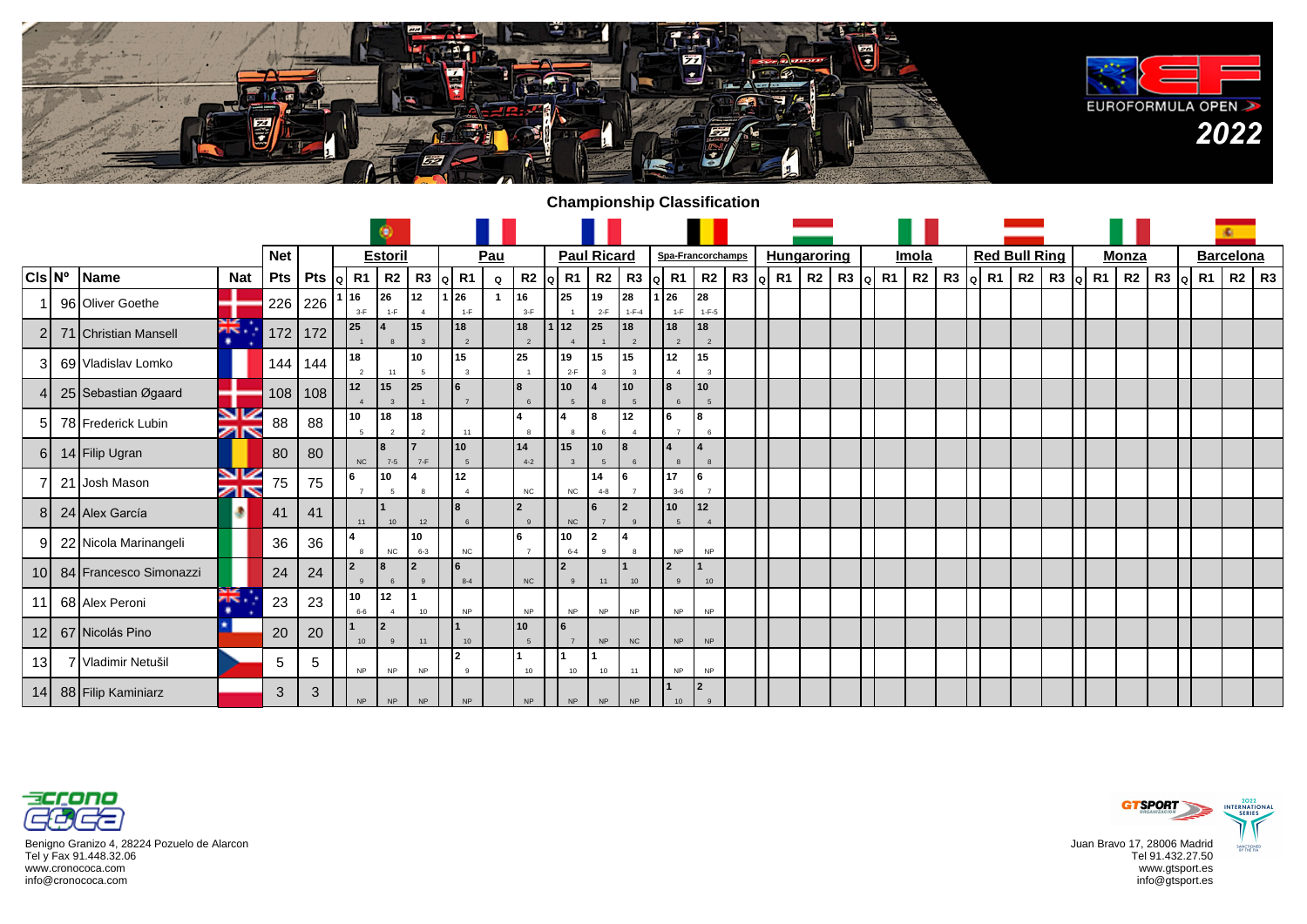# EUROFORMULA OPEN 2022

## Championship Classification

| Cls | Nº | Name | Nat | Net Pts | Pts | Estoril | | | | Pau | | | | Paul Ricard | | | | Spa-Francorchamps | | | | Hungaroring | | | | Imola | | | | Red Bull Ring | | | | Monza | | | | Barcelona | | | |
|---|---|---|---|---|---|---|---|---|---|---|---|---|---|---|---|---|---|---|---|---|---|---|---|---|---|---|---|---|---|---|---|---|---|---|---|---|---|---|---|---|---|
| | | | | | | Q | R1 | R2 | R3 | Q | R1 | Q | R2 | Q | R1 | R2 | R3 | Q | R1 | R2 | R3 | Q | R1 | R2 | R3 | Q | R1 | R2 | R3 | Q | R1 | R2 | R3 | Q | R1 | R2 | R3 | Q | R1 | R2 | R3 |
| 1 | 96 | Oliver Goethe | | 226 | 226 | 1 | 16 (3-F) | 26 (1-F) | 12 (4) | 1 | 26 (1-F) | 1 | 16 (3-F) | | 25 (1) | 19 (2-F) | 28 (1-F-4) | 1 | 26 (1-F) | 28 (1-F-5) | | | | | | | | | | | | | | | | | | | | | |
| 2 | 71 | Christian Mansell | | 172 | 172 | | 25 (1) | 4 (8) | 15 (3) | | 18 (2) | | 18 (2) | 1 | 12 (4) | 25 (1) | 18 (2) | | 18 (2) | 18 (2) | | | | | | | | | | | | | | | | | | | | | |
| 3 | 69 | Vladislav Lomko | | 144 | 144 | | 18 (2) | (11) | 10 (5) | | 15 (3) | | 25 (1) | | 19 (2-F) | 15 (3) | 15 (3) | | 12 (4) | 15 (3) | | | | | | | | | | | | | | | | | | | | | |
| 4 | 25 | Sebastian Øgaard | | 108 | 108 | | 12 (4) | 15 (3) | 25 (1) | | 6 (7) | | 8 (6) | | 10 (5) | 4 (8) | 10 (5) | | 8 (6) | 10 (5) | | | | | | | | | | | | | | | | | | | | | |
| 5 | 78 | Frederick Lubin | | 88 | 88 | | 10 (5) | 18 (2) | 18 (2) | | (11) | | 4 (8) | | 4 (8) | 8 (6) | 12 (4) | | 6 (7) | 8 (6) | | | | | | | | | | | | | | | | | | | | | |
| 6 | 14 | Filip Ugran | | 80 | 80 | | NC | 8 (7-5) | 7 (7-F) | | 10 (5) | | 14 (4-2) | | 15 (3) | 10 (5) | 8 (6) | | 4 (8) | 4 (8) | | | | | | | | | | | | | | | | | | | | | |
| 7 | 21 | Josh Mason | | 75 | 75 | | 6 (7) | 10 (5) | 4 (8) | | 12 (4) | | NC | | NC | 14 (4-8) | 6 (7) | | 17 (3-6) | 6 (7) | | | | | | | | | | | | | | | | | | | | | |
| 8 | 24 | Alex García | | 41 | 41 | | (11) | 1 (10) | (12) | | 8 (6) | | 2 (9) | | NC | 6 (7) | 2 (9) | | 10 (5) | 12 (4) | | | | | | | | | | | | | | | | | | | | | |
| 9 | 22 | Nicola Marinangeli | | 36 | 36 | | 4 (8) | NC | 10 (6-3) | | NC | | 6 (7) | | 10 (6-4) | 2 (9) | 4 (8) | | NP | NP | | | | | | | | | | | | | | | | | | | | | |
| 10 | 84 | Francesco Simonazzi | | 24 | 24 | | 2 (9) | 8 (6) | 2 (9) | | 6 (8-4) | | NC | | 2 (9) | (11) | 1 (10) | | 2 (9) | 1 (10) | | | | | | | | | | | | | | | | | | | | | |
| 11 | 68 | Alex Peroni | | 23 | 23 | | 10 (6-6) | 12 (4) | 1 (10) | | NP | | NP | | NP | NP | NP | | NP | NP | | | | | | | | | | | | | | | | | | | | | |
| 12 | 67 | Nicolás Pino | | 20 | 20 | | 1 (10) | 2 (9) | (11) | | 1 (10) | | 10 (5) | | 6 (7) | NP | NC | | NP | NP | | | | | | | | | | | | | | | | | | | | | |
| 13 | 7 | Vladimir Netušil | | 5 | 5 | | NP | NP | NP | | 2 (9) | | 1 (10) | | 1 (10) | 1 (10) | (11) | | NP | NP | | | | | | | | | | | | | | | | | | | | | |
| 14 | 88 | Filip Kaminiarz | | 3 | 3 | | NP | NP | NP | | NP | | NP | | NP | NP | NP | | 1 (10) | 2 (9) | | | | | | | | | | | | | | | | | | | | | |

Crono Coca
Benigno Granizo 4, 28224 Pozuelo de Alarcon
Tel y Fax 91.448.32.06
www.cronococa.com
info@cronococa.com

GT Sport Organización
Juan Bravo 17, 28006 Madrid
Tel 91.432.27.50
www.gtsport.es
info@gtsport.es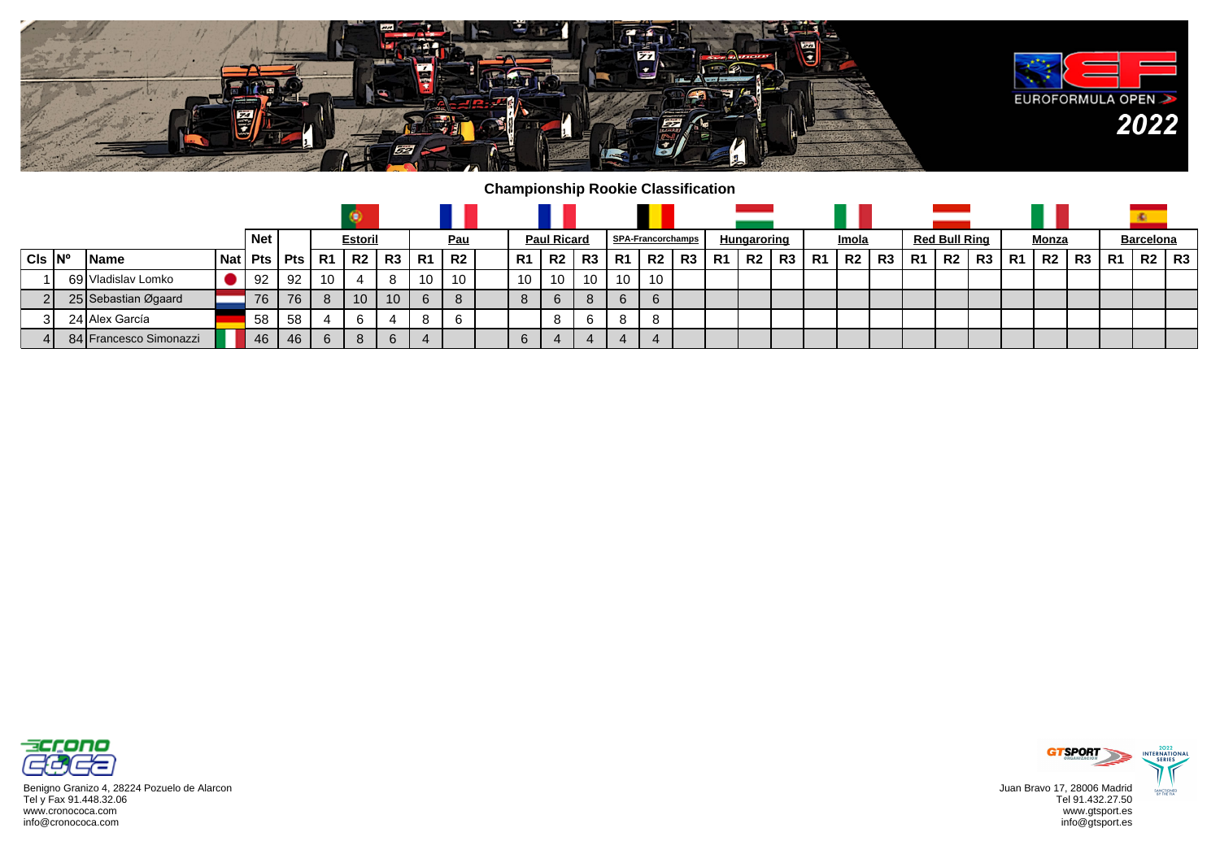## Championship Rookie Classification

| Cls | Nº | Name | Nat | Net Pts | Pts | Estoril | | | Pau | | | Paul Ricard | | | SPA-Francorchamps | | | Hungaroring | | | Imola | | | Red Bull Ring | | | Monza | | | Barcelona | | |
|---|---|---|---|---|---|---|---|---|---|---|---|---|---|---|---|---|---|---|---|---|---|---|---|---|---|---|---|---|---|---|---|---|
| | | | | | | R1 | R2 | R3 | R1 | R2 | | R1 | R2 | R3 | R1 | R2 | R3 | R1 | R2 | R3 | R1 | R2 | R3 | R1 | R2 | R3 | R1 | R2 | R3 | R1 | R2 | R3 |
| 1 | 69 | Vladislav Lomko | | 92 | 92 | 10 | 4 | 8 | 10 | 10 | | 10 | 10 | 10 | 10 | 10 | | | | | | | | | | | | | | | | |
| 2 | 25 | Sebastian Øgaard | | 76 | 76 | 8 | 10 | 10 | 6 | 8 | | 8 | 6 | 8 | 6 | 6 | | | | | | | | | | | | | | | | |
| 3 | 24 | Alex García | | 58 | 58 | 4 | 6 | 4 | 8 | 6 | | | 8 | 6 | 8 | 8 | | | | | | | | | | | | | | | | |
| 4 | 84 | Francesco Simonazzi | | 46 | 46 | 6 | 8 | 6 | 4 | | | 6 | 4 | 4 | 4 | 4 | | | | | | | | | | | | | | | | |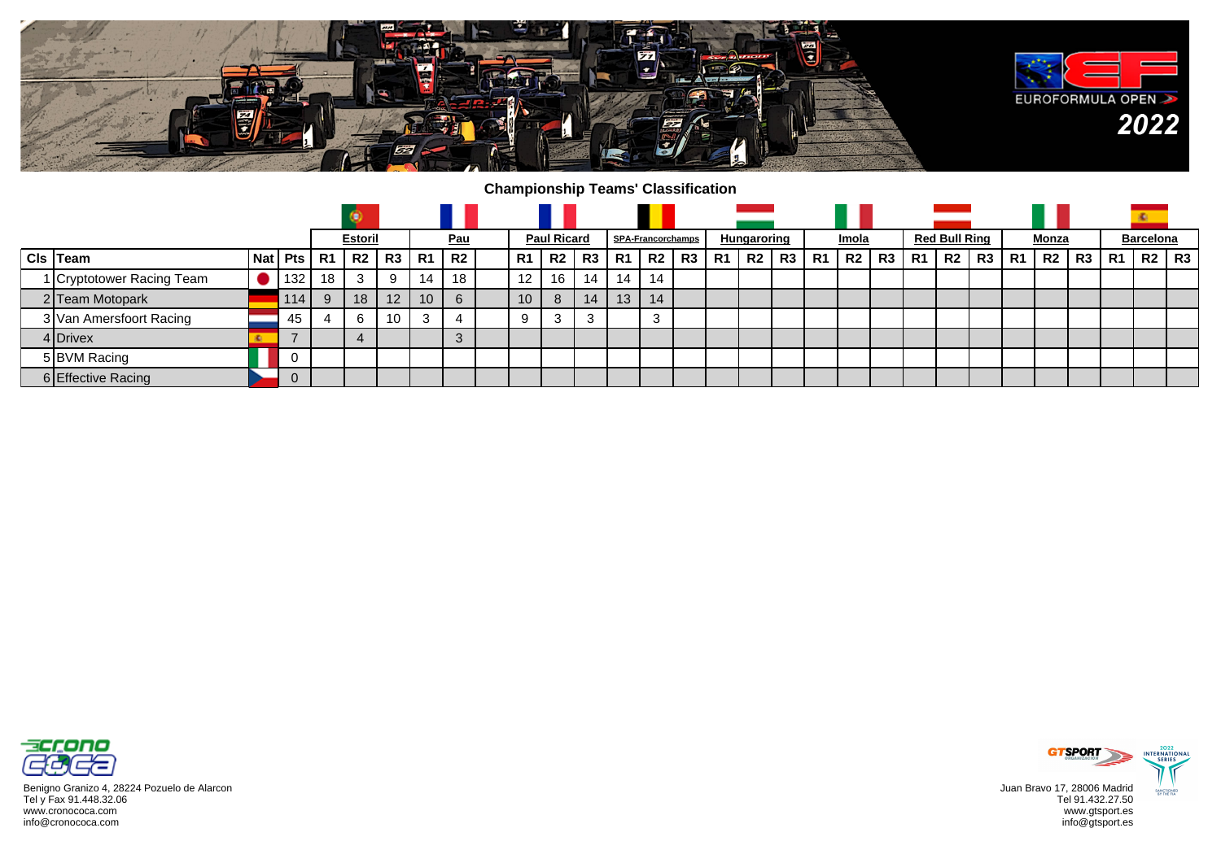## Championship Teams' Classification

| | | | | Estoril | | | Pau | | | Paul Ricard | | | SPA-Francorchamps | | | Hungaroring | | | Imola | | | Red Bull Ring | | | Monza | | | Barcelona | | |
|---|---|---|---|---|---|---|---|---|---|---|---|---|---|---|---|---|---|---|---|---|---|---|---|---|---|---|---|---|---|---|
| **Cls** | **Team** | **Nat** | **Pts** | **R1** | **R2** | **R3** | **R1** | **R2** | | **R1** | **R2** | **R3** | **R1** | **R2** | **R3** | **R1** | **R2** | **R3** | **R1** | **R2** | **R3** | **R1** | **R2** | **R3** | **R1** | **R2** | **R3** | **R1** | **R2** | **R3** |
| 1 | Cryptotower Racing Team | | 132 | 18 | 3 | 9 | 14 | 18 | | 12 | 16 | 14 | 14 | 14 | | | | | | | | | | | | | | | | |
| 2 | Team Motopark | | 114 | 9 | 18 | 12 | 10 | 6 | | 10 | 8 | 14 | 13 | 14 | | | | | | | | | | | | | | | | |
| 3 | Van Amersfoort Racing | | 45 | 4 | 6 | 10 | 3 | 4 | | 9 | 3 | 3 | | 3 | | | | | | | | | | | | | | | | |
| 4 | Drivex | | 7 | | 4 | | | 3 | | | | | | | | | | | | | | | | | | | | | | |
| 5 | BVM Racing | | 0 | | | | | | | | | | | | | | | | | | | | | | | | | | | |
| 6 | Effective Racing | | 0 | | | | | | | | | | | | | | | | | | | | | | | | | | | |

Benigno Granizo 4, 28224 Pozuelo de Alarcon
Tel y Fax 91.448.32.06
www.cronococa.com
info@cronococa.com

Juan Bravo 17, 28006 Madrid
Tel 91.432.27.50
www.gtsport.es
info@gtsport.es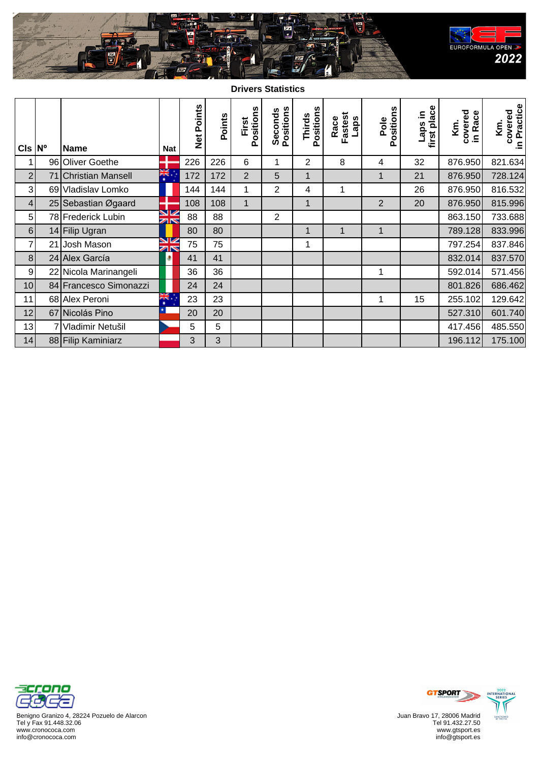EUROFORMULA OPEN 2022

**Drivers Statistics**

| Cls | Nº | Name | Nat | Net Points | Points | First Positions | Seconds Positions | Thirds Positions | Race Fastest Laps | Pole Positions | Laps in first place | Km. covered in Race | Km. covered in Practice |
|---|---|---|---|---|---|---|---|---|---|---|---|---|---|
| 1 | 96 | Oliver Goethe | | 226 | 226 | 6 | 1 | 2 | 8 | 4 | 32 | 876.950 | 821.634 |
| 2 | 71 | Christian Mansell | | 172 | 172 | 2 | 5 | 1 | | 1 | 21 | 876.950 | 728.124 |
| 3 | 69 | Vladislav Lomko | | 144 | 144 | 1 | 2 | 4 | 1 | | 26 | 876.950 | 816.532 |
| 4 | 25 | Sebastian Øgaard | | 108 | 108 | 1 | | 1 | | 2 | 20 | 876.950 | 815.996 |
| 5 | 78 | Frederick Lubin | | 88 | 88 | | 2 | | | | | 863.150 | 733.688 |
| 6 | 14 | Filip Ugran | | 80 | 80 | | | 1 | 1 | 1 | | 789.128 | 833.996 |
| 7 | 21 | Josh Mason | | 75 | 75 | | | 1 | | | | 797.254 | 837.846 |
| 8 | 24 | Alex García | | 41 | 41 | | | | | | | 832.014 | 837.570 |
| 9 | 22 | Nicola Marinangeli | | 36 | 36 | | | | | 1 | | 592.014 | 571.456 |
| 10 | 84 | Francesco Simonazzi | | 24 | 24 | | | | | | | 801.826 | 686.462 |
| 11 | 68 | Alex Peroni | | 23 | 23 | | | | | 1 | 15 | 255.102 | 129.642 |
| 12 | 67 | Nicolás Pino | | 20 | 20 | | | | | | | 527.310 | 601.740 |
| 13 | 7 | Vladimir Netušil | | 5 | 5 | | | | | | | 417.456 | 485.550 |
| 14 | 88 | Filip Kaminiarz | | 3 | 3 | | | | | | | 196.112 | 175.100 |

Benigno Granizo 4, 28224 Pozuelo de Alarcon
Tel y Fax 91.448.32.06
www.cronococa.com
info@cronococa.com

Juan Bravo 17, 28006 Madrid
Tel 91.432.27.50
www.gtsport.es
info@gtsport.es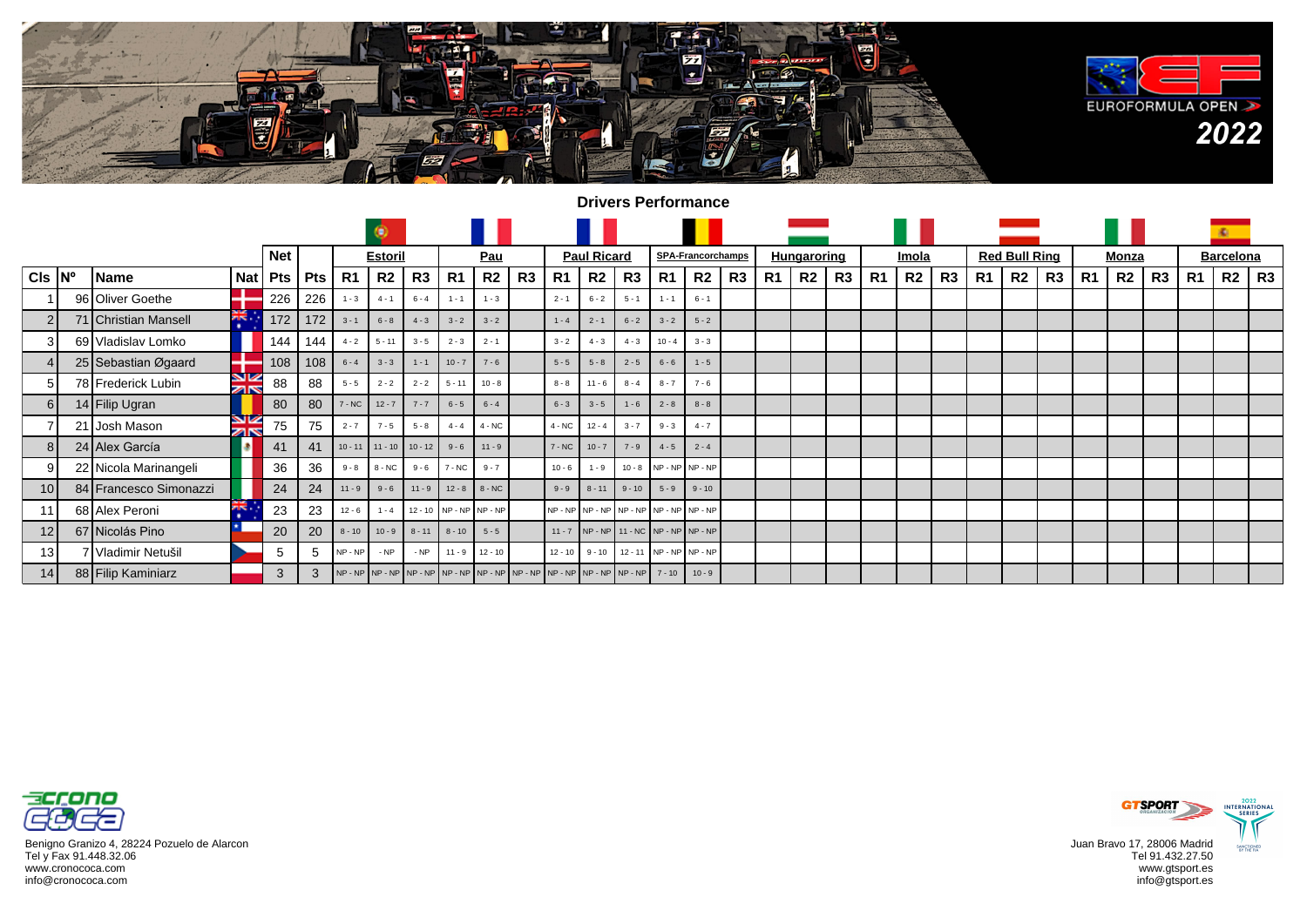## Drivers Performance

| | | | | Net | | Estoril | | | Pau | | | Paul Ricard | | | SPA-Francorchamps | | | Hungaroring | | | Imola | | | Red Bull Ring | | | Monza | | | Barcelona | | |
|---|---|---|---|---|---|---|---|---|---|---|---|---|---|---|---|---|---|---|---|---|---|---|---|---|---|---|---|---|---|---|---|---|
| Cls | Nº | Name | Nat | Pts | Pts | R1 | R2 | R3 | R1 | R2 | R3 | R1 | R2 | R3 | R1 | R2 | R3 | R1 | R2 | R3 | R1 | R2 | R3 | R1 | R2 | R3 | R1 | R2 | R3 | R1 | R2 | R3 |
| 1 | 96 | Oliver Goethe | | 226 | 226 | 1 - 3 | 4 - 1 | 6 - 4 | 1 - 1 | 1 - 3 | | 2 - 1 | 6 - 2 | 5 - 1 | 1 - 1 | 6 - 1 | | | | | | | | | | | | | | | | |
| 2 | 71 | Christian Mansell | | 172 | 172 | 3 - 1 | 6 - 8 | 4 - 3 | 3 - 2 | 3 - 2 | | 1 - 4 | 2 - 1 | 6 - 2 | 3 - 2 | 5 - 2 | | | | | | | | | | | | | | | | |
| 3 | 69 | Vladislav Lomko | | 144 | 144 | 4 - 2 | 5 - 11 | 3 - 5 | 2 - 3 | 2 - 1 | | 3 - 2 | 4 - 3 | 4 - 3 | 10 - 4 | 3 - 3 | | | | | | | | | | | | | | | | |
| 4 | 25 | Sebastian Øgaard | | 108 | 108 | 6 - 4 | 3 - 3 | 1 - 1 | 10 - 7 | 7 - 6 | | 5 - 5 | 5 - 8 | 2 - 5 | 6 - 6 | 1 - 5 | | | | | | | | | | | | | | | | |
| 5 | 78 | Frederick Lubin | | 88 | 88 | 5 - 5 | 2 - 2 | 2 - 2 | 5 - 11 | 10 - 8 | | 8 - 8 | 11 - 6 | 8 - 4 | 8 - 7 | 7 - 6 | | | | | | | | | | | | | | | | |
| 6 | 14 | Filip Ugran | | 80 | 80 | 7 - NC | 12 - 7 | 7 - 7 | 6 - 5 | 6 - 4 | | 6 - 3 | 3 - 5 | 1 - 6 | 2 - 8 | 8 - 8 | | | | | | | | | | | | | | | | |
| 7 | 21 | Josh Mason | | 75 | 75 | 2 - 7 | 7 - 5 | 5 - 8 | 4 - 4 | 4 - NC | | 4 - NC | 12 - 4 | 3 - 7 | 9 - 3 | 4 - 7 | | | | | | | | | | | | | | | | |
| 8 | 24 | Alex García | | 41 | 41 | 10 - 11 | 11 - 10 | 10 - 12 | 9 - 6 | 11 - 9 | | 7 - NC | 10 - 7 | 7 - 9 | 4 - 5 | 2 - 4 | | | | | | | | | | | | | | | | |
| 9 | 22 | Nicola Marinangeli | | 36 | 36 | 9 - 8 | 8 - NC | 9 - 6 | 7 - NC | 9 - 7 | | 10 - 6 | 1 - 9 | 10 - 8 | NP - NP | NP - NP | | | | | | | | | | | | | | | | |
| 10 | 84 | Francesco Simonazzi | | 24 | 24 | 11 - 9 | 9 - 6 | 11 - 9 | 12 - 8 | 8 - NC | | 9 - 9 | 8 - 11 | 9 - 10 | 5 - 9 | 9 - 10 | | | | | | | | | | | | | | | | |
| 11 | 68 | Alex Peroni | | 23 | 23 | 12 - 6 | 1 - 4 | 12 - 10 | NP - NP | NP - NP | | NP - NP | NP - NP | NP - NP | NP - NP | NP - NP | | | | | | | | | | | | | | | | |
| 12 | 67 | Nicolás Pino | | 20 | 20 | 8 - 10 | 10 - 9 | 8 - 11 | 8 - 10 | 5 - 5 | | 11 - 7 | NP - NP | 11 - NC | NP - NP | NP - NP | | | | | | | | | | | | | | | | |
| 13 | 7 | Vladimir Netušil | | 5 | 5 | NP - NP | - NP | - NP | 11 - 9 | 12 - 10 | | 12 - 10 | 9 - 10 | 12 - 11 | NP - NP | NP - NP | | | | | | | | | | | | | | | | |
| 14 | 88 | Filip Kaminiarz | | 3 | 3 | NP - NP | NP - NP | NP - NP | NP - NP | NP - NP | NP - NP | NP - NP | NP - NP | NP - NP | 7 - 10 | 10 - 9 | | | | | | | | | | | | | | | | |

Benigno Granizo 4, 28224 Pozuelo de Alarcon
Tel y Fax 91.448.32.06
www.cronococa.com
info@cronococa.com

Juan Bravo 17, 28006 Madrid
Tel 91.432.27.50
www.gtsport.es
info@gtsport.es